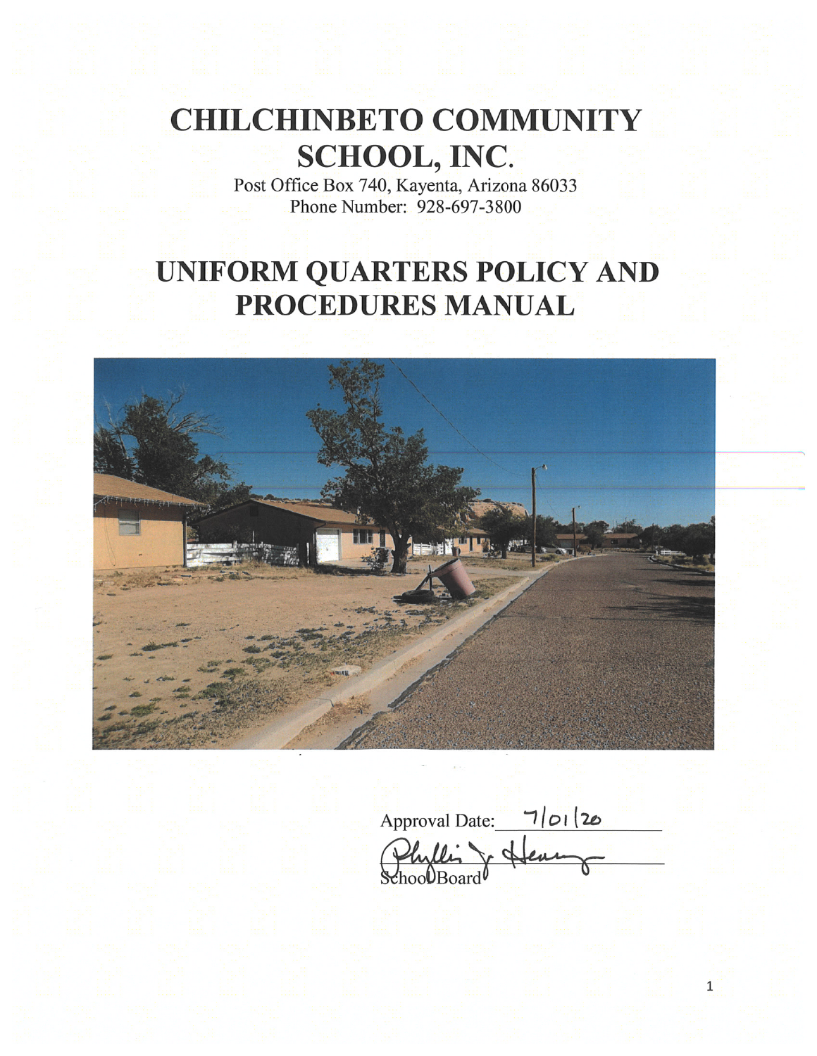# CHILCHINBETO COMMUNITY SCHOOL, INC.

Post Office Box 740, Kayenta, Arizona 86033
Phone Number: 928-697-3800

# UNIFORM QUARTERS POLICY AND PROCEDURES MANUAL

Approval Date: 7/01/20

School Board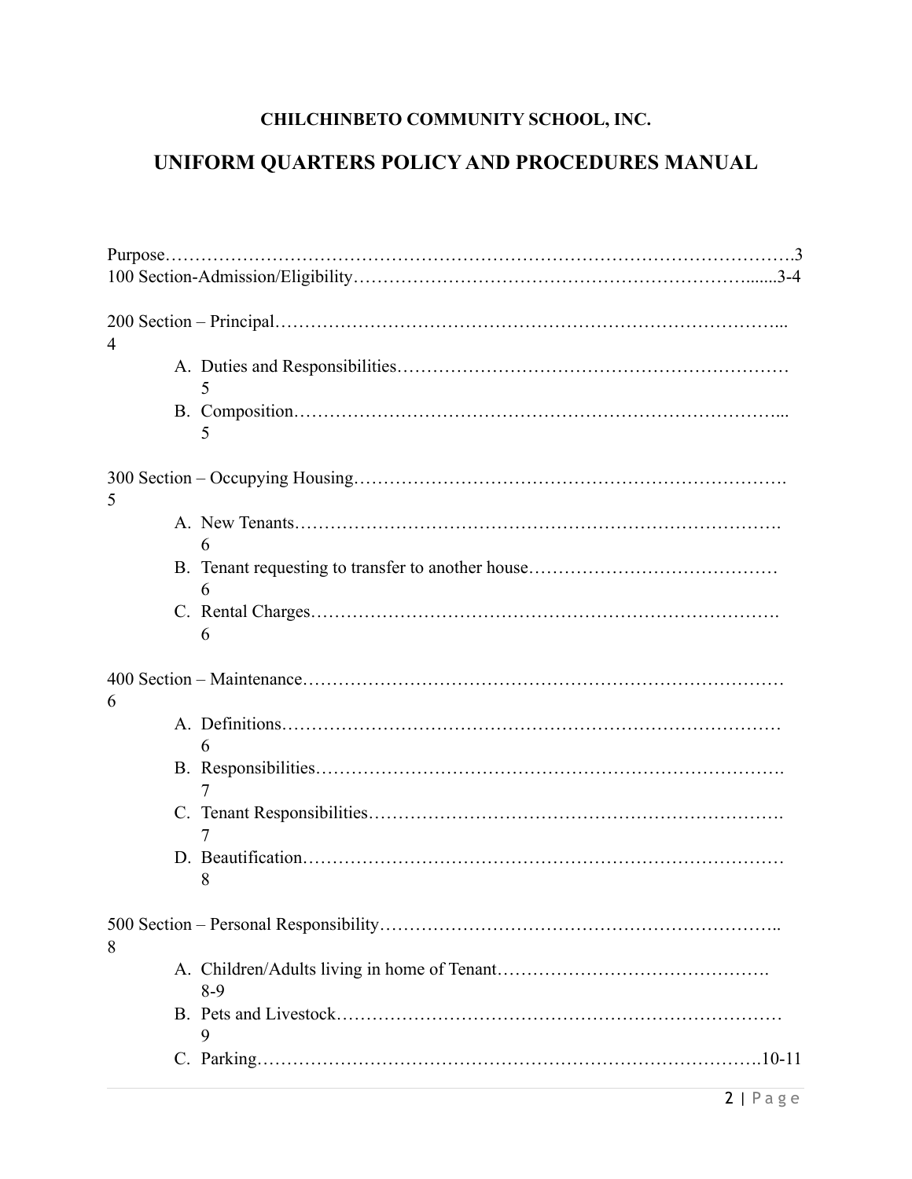**CHILCHINBETO COMMUNITY SCHOOL, INC.**

# UNIFORM QUARTERS POLICY AND PROCEDURES MANUAL

Purpose……………………………………………………………………………………….3
100 Section-Admission/Eligibility………………………………………………………......3-4

200 Section – Principal………………………………………………………………………...4

A. Duties and Responsibilities………………………………………………………… 5
B. Composition…………………………………………………………………….... 5

300 Section – Occupying Housing…………………………………………………………….5

A. New Tenants………………………………………………………………………. 6
B. Tenant requesting to transfer to another house…………………………………… 6
C. Rental Charges……………………………………………………………………. 6

400 Section – Maintenance……………………………………………………………………6

A. Definitions…………………………………………………………………………6
B. Responsibilities……………………………………………………………………. 7
C. Tenant Responsibilities……………………………………………………………. 7
D. Beautification……………………………………………………………………… 8

500 Section – Personal Responsibility……………………………………………………….. 8

A. Children/Adults living in home of Tenant………………………………………. 8-9
B. Pets and Livestock……………………………………………………………… 9
C. Parking…………………………………………………………………………..10-11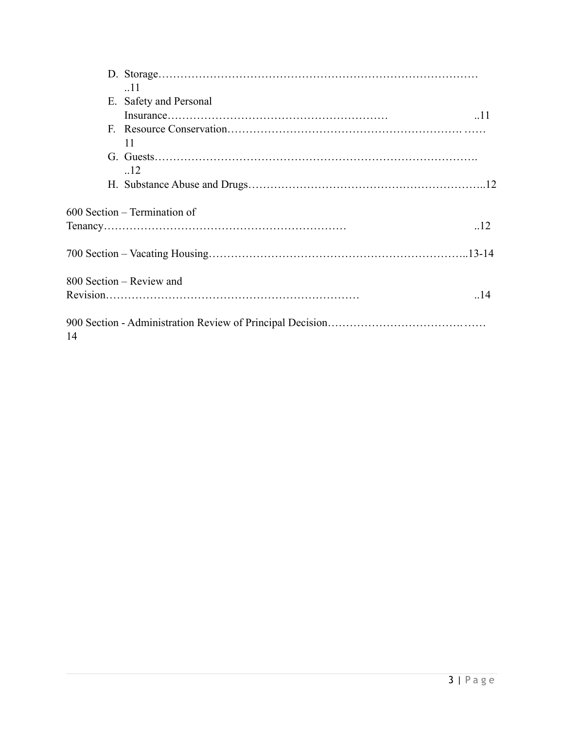D. Storage……………………………………………………………………………..11

E. Safety and Personal Insurance…………………………………………………….. ..11

F. Resource Conservation………………………………………………………. ……11

G. Guests………………………………………………………………………….. ..12

H. Substance Abuse and Drugs……………………………………………………..12

600 Section – Termination of Tenancy……………………………………………………… ..12

700 Section – Vacating Housing…………………………………………………………..13-14

800 Section – Review and Revision………………………………………………………… ..14

900 Section - Administration Review of Principal Decision……………………………. ……14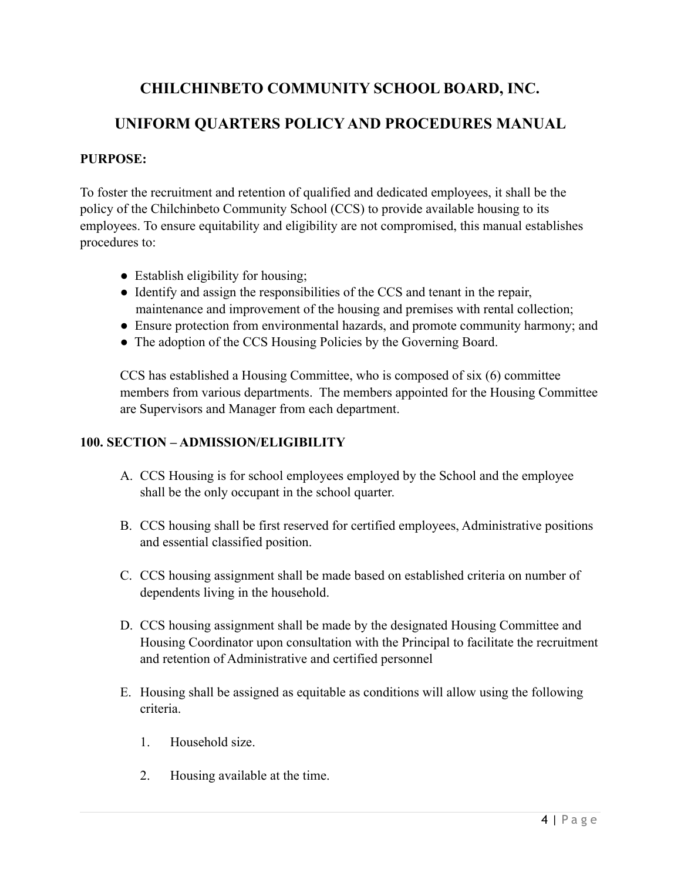# CHILCHINBETO COMMUNITY SCHOOL BOARD, INC.

# UNIFORM QUARTERS POLICY AND PROCEDURES MANUAL

**PURPOSE:**

To foster the recruitment and retention of qualified and dedicated employees, it shall be the policy of the Chilchinbeto Community School (CCS) to provide available housing to its employees. To ensure equitability and eligibility are not compromised, this manual establishes procedures to:

- Establish eligibility for housing;
- Identify and assign the responsibilities of the CCS and tenant in the repair, maintenance and improvement of the housing and premises with rental collection;
- Ensure protection from environmental hazards, and promote community harmony; and
- The adoption of the CCS Housing Policies by the Governing Board.

CCS has established a Housing Committee, who is composed of six (6) committee members from various departments. The members appointed for the Housing Committee are Supervisors and Manager from each department.

**100. SECTION – ADMISSION/ELIGIBILITY**

A. CCS Housing is for school employees employed by the School and the employee shall be the only occupant in the school quarter.

B. CCS housing shall be first reserved for certified employees, Administrative positions and essential classified position.

C. CCS housing assignment shall be made based on established criteria on number of dependents living in the household.

D. CCS housing assignment shall be made by the designated Housing Committee and Housing Coordinator upon consultation with the Principal to facilitate the recruitment and retention of Administrative and certified personnel

E. Housing shall be assigned as equitable as conditions will allow using the following criteria.

   1. Household size.

   2. Housing available at the time.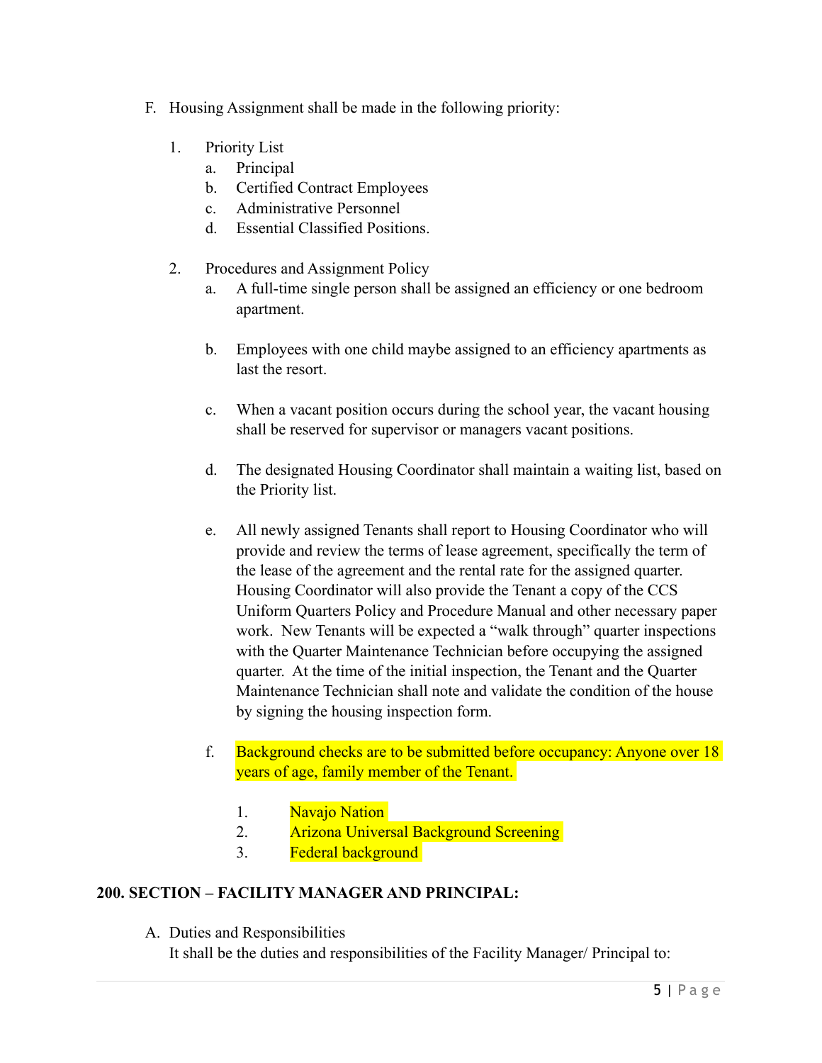F. Housing Assignment shall be made in the following priority:

1. Priority List
   a. Principal
   b. Certified Contract Employees
   c. Administrative Personnel
   d. Essential Classified Positions.

2. Procedures and Assignment Policy
   a. A full-time single person shall be assigned an efficiency or one bedroom apartment.

   b. Employees with one child maybe assigned to an efficiency apartments as last the resort.

   c. When a vacant position occurs during the school year, the vacant housing shall be reserved for supervisor or managers vacant positions.

   d. The designated Housing Coordinator shall maintain a waiting list, based on the Priority list.

   e. All newly assigned Tenants shall report to Housing Coordinator who will provide and review the terms of lease agreement, specifically the term of the lease of the agreement and the rental rate for the assigned quarter. Housing Coordinator will also provide the Tenant a copy of the CCS Uniform Quarters Policy and Procedure Manual and other necessary paper work. New Tenants will be expected a "walk through" quarter inspections with the Quarter Maintenance Technician before occupying the assigned quarter. At the time of the initial inspection, the Tenant and the Quarter Maintenance Technician shall note and validate the condition of the house by signing the housing inspection form.

   f. Background checks are to be submitted before occupancy: Anyone over 18 years of age, family member of the Tenant.

      1. Navajo Nation
      2. Arizona Universal Background Screening
      3. Federal background

**200. SECTION – FACILITY MANAGER AND PRINCIPAL:**

A. Duties and Responsibilities
   It shall be the duties and responsibilities of the Facility Manager/ Principal to: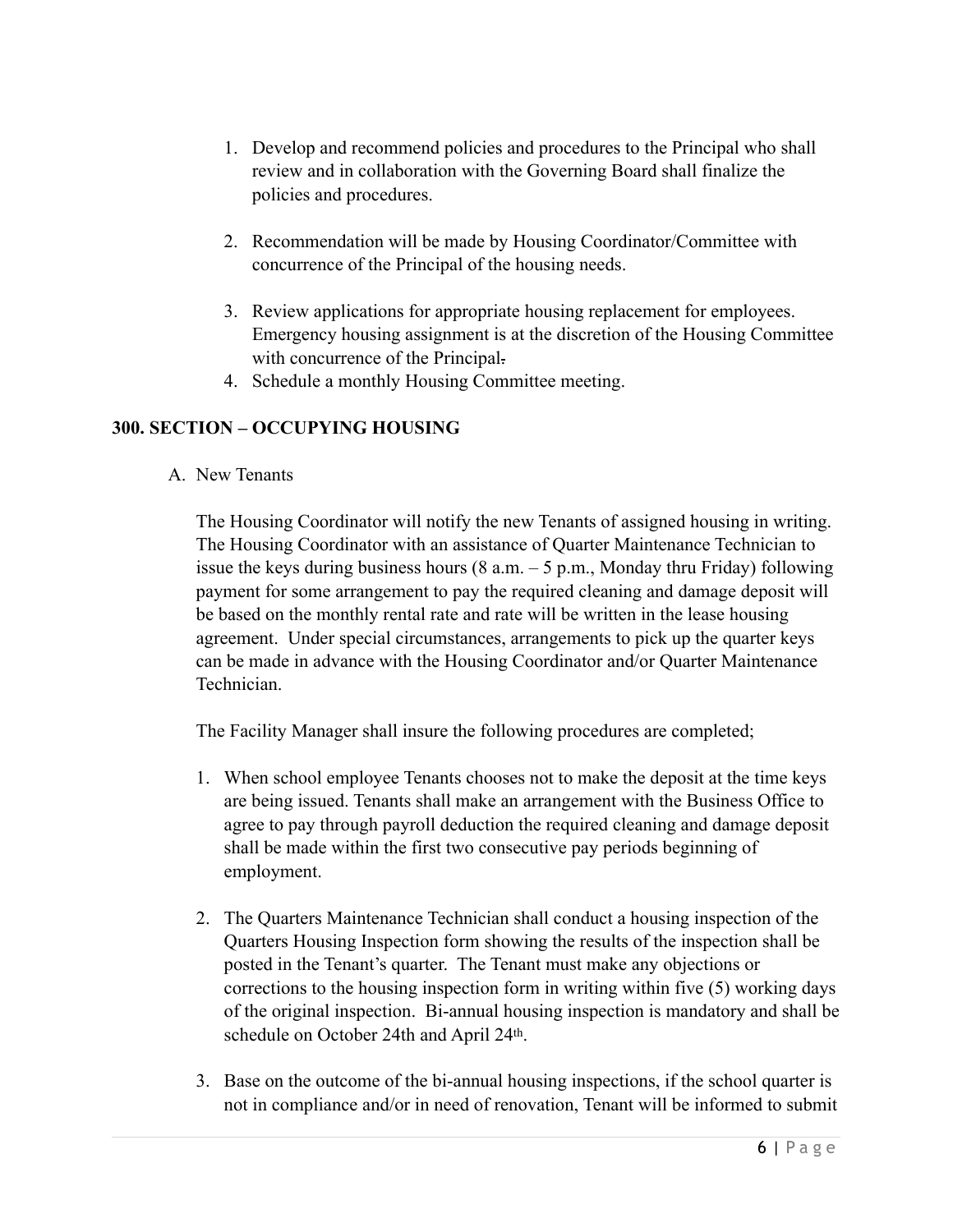1. Develop and recommend policies and procedures to the Principal who shall review and in collaboration with the Governing Board shall finalize the policies and procedures.

2. Recommendation will be made by Housing Coordinator/Committee with concurrence of the Principal of the housing needs.

3. Review applications for appropriate housing replacement for employees. Emergency housing assignment is at the discretion of the Housing Committee with concurrence of the Principal.
4. Schedule a monthly Housing Committee meeting.

## 300. SECTION – OCCUPYING HOUSING

A. New Tenants

The Housing Coordinator will notify the new Tenants of assigned housing in writing. The Housing Coordinator with an assistance of Quarter Maintenance Technician to issue the keys during business hours (8 a.m. – 5 p.m., Monday thru Friday) following payment for some arrangement to pay the required cleaning and damage deposit will be based on the monthly rental rate and rate will be written in the lease housing agreement. Under special circumstances, arrangements to pick up the quarter keys can be made in advance with the Housing Coordinator and/or Quarter Maintenance Technician.

The Facility Manager shall insure the following procedures are completed;

1. When school employee Tenants chooses not to make the deposit at the time keys are being issued. Tenants shall make an arrangement with the Business Office to agree to pay through payroll deduction the required cleaning and damage deposit shall be made within the first two consecutive pay periods beginning of employment.

2. The Quarters Maintenance Technician shall conduct a housing inspection of the Quarters Housing Inspection form showing the results of the inspection shall be posted in the Tenant's quarter. The Tenant must make any objections or corrections to the housing inspection form in writing within five (5) working days of the original inspection. Bi-annual housing inspection is mandatory and shall be schedule on October 24th and April 24th.

3. Base on the outcome of the bi-annual housing inspections, if the school quarter is not in compliance and/or in need of renovation, Tenant will be informed to submit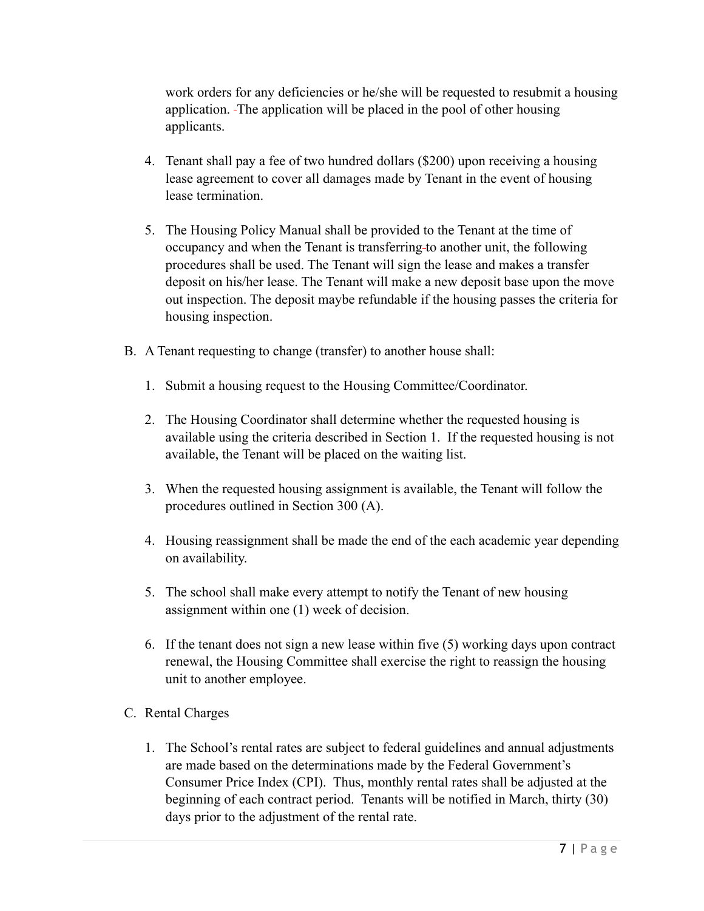work orders for any deficiencies or he/she will be requested to resubmit a housing application. The application will be placed in the pool of other housing applicants.

4. Tenant shall pay a fee of two hundred dollars ($200) upon receiving a housing lease agreement to cover all damages made by Tenant in the event of housing lease termination.

5. The Housing Policy Manual shall be provided to the Tenant at the time of occupancy and when the Tenant is transferring to another unit, the following procedures shall be used. The Tenant will sign the lease and makes a transfer deposit on his/her lease. The Tenant will make a new deposit base upon the move out inspection. The deposit maybe refundable if the housing passes the criteria for housing inspection.

B. A Tenant requesting to change (transfer) to another house shall:

   1. Submit a housing request to the Housing Committee/Coordinator.

   2. The Housing Coordinator shall determine whether the requested housing is available using the criteria described in Section 1. If the requested housing is not available, the Tenant will be placed on the waiting list.

   3. When the requested housing assignment is available, the Tenant will follow the procedures outlined in Section 300 (A).

   4. Housing reassignment shall be made the end of the each academic year depending on availability.

   5. The school shall make every attempt to notify the Tenant of new housing assignment within one (1) week of decision.

   6. If the tenant does not sign a new lease within five (5) working days upon contract renewal, the Housing Committee shall exercise the right to reassign the housing unit to another employee.

C. Rental Charges

   1. The School's rental rates are subject to federal guidelines and annual adjustments are made based on the determinations made by the Federal Government's Consumer Price Index (CPI). Thus, monthly rental rates shall be adjusted at the beginning of each contract period. Tenants will be notified in March, thirty (30) days prior to the adjustment of the rental rate.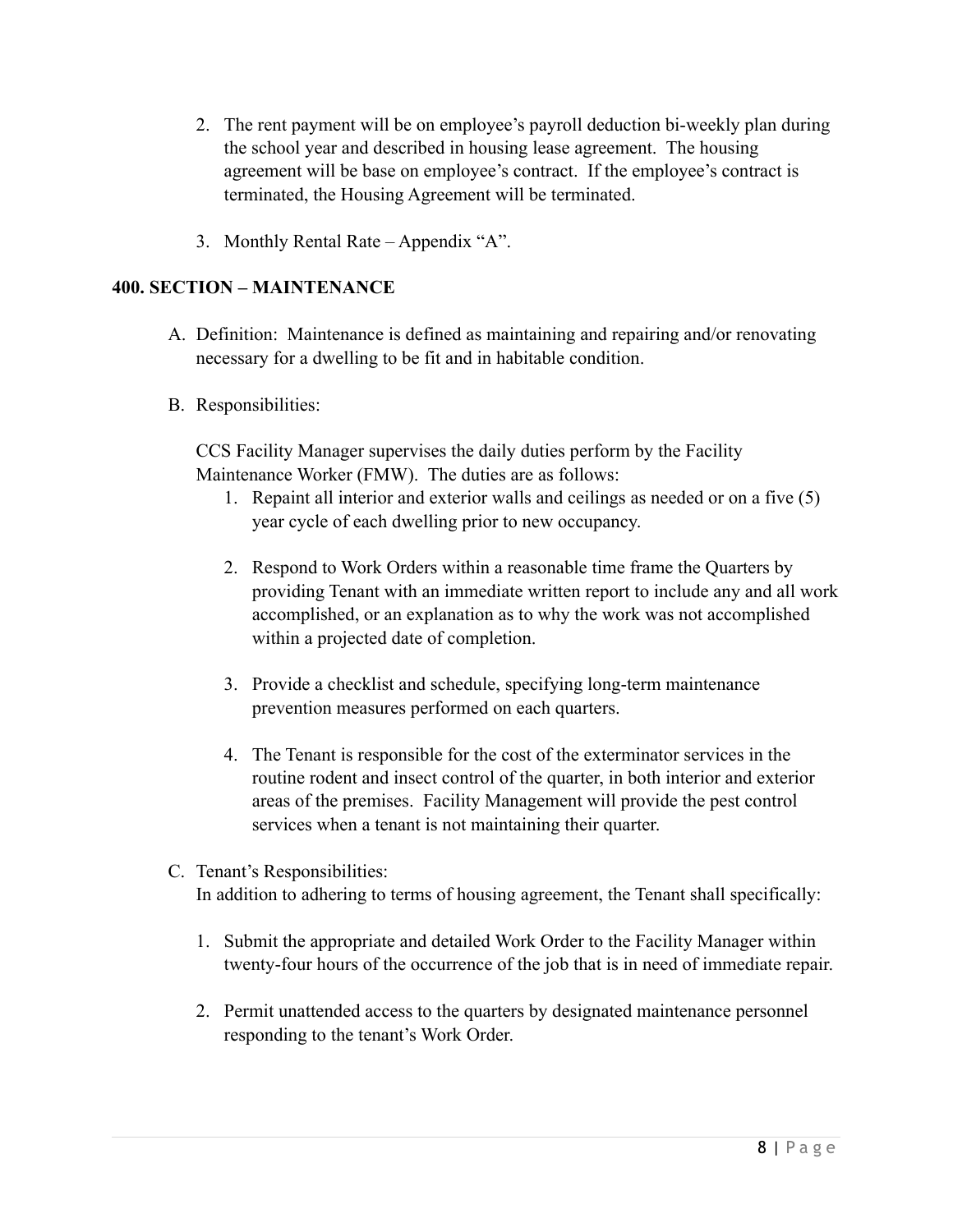2. The rent payment will be on employee's payroll deduction bi-weekly plan during the school year and described in housing lease agreement. The housing agreement will be base on employee's contract. If the employee's contract is terminated, the Housing Agreement will be terminated.

3. Monthly Rental Rate – Appendix "A".

## 400. SECTION – MAINTENANCE

A. Definition: Maintenance is defined as maintaining and repairing and/or renovating necessary for a dwelling to be fit and in habitable condition.

B. Responsibilities:

   CCS Facility Manager supervises the daily duties perform by the Facility Maintenance Worker (FMW). The duties are as follows:

   1. Repaint all interior and exterior walls and ceilings as needed or on a five (5) year cycle of each dwelling prior to new occupancy.

   2. Respond to Work Orders within a reasonable time frame the Quarters by providing Tenant with an immediate written report to include any and all work accomplished, or an explanation as to why the work was not accomplished within a projected date of completion.

   3. Provide a checklist and schedule, specifying long-term maintenance prevention measures performed on each quarters.

   4. The Tenant is responsible for the cost of the exterminator services in the routine rodent and insect control of the quarter, in both interior and exterior areas of the premises. Facility Management will provide the pest control services when a tenant is not maintaining their quarter.

C. Tenant's Responsibilities:
   In addition to adhering to terms of housing agreement, the Tenant shall specifically:

   1. Submit the appropriate and detailed Work Order to the Facility Manager within twenty-four hours of the occurrence of the job that is in need of immediate repair.

   2. Permit unattended access to the quarters by designated maintenance personnel responding to the tenant's Work Order.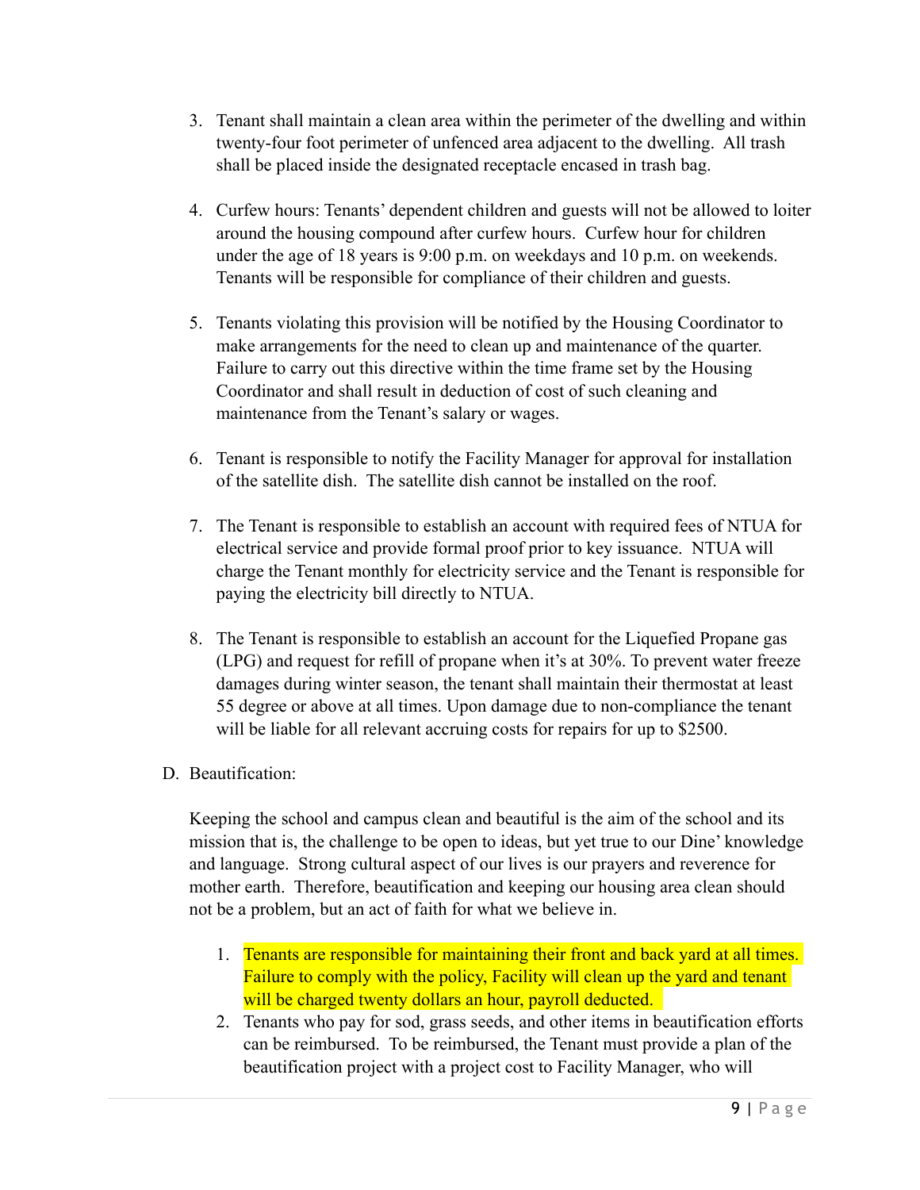3. Tenant shall maintain a clean area within the perimeter of the dwelling and within twenty-four foot perimeter of unfenced area adjacent to the dwelling. All trash shall be placed inside the designated receptacle encased in trash bag.

4. Curfew hours: Tenants' dependent children and guests will not be allowed to loiter around the housing compound after curfew hours. Curfew hour for children under the age of 18 years is 9:00 p.m. on weekdays and 10 p.m. on weekends. Tenants will be responsible for compliance of their children and guests.

5. Tenants violating this provision will be notified by the Housing Coordinator to make arrangements for the need to clean up and maintenance of the quarter. Failure to carry out this directive within the time frame set by the Housing Coordinator and shall result in deduction of cost of such cleaning and maintenance from the Tenant's salary or wages.

6. Tenant is responsible to notify the Facility Manager for approval for installation of the satellite dish. The satellite dish cannot be installed on the roof.

7. The Tenant is responsible to establish an account with required fees of NTUA for electrical service and provide formal proof prior to key issuance. NTUA will charge the Tenant monthly for electricity service and the Tenant is responsible for paying the electricity bill directly to NTUA.

8. The Tenant is responsible to establish an account for the Liquefied Propane gas (LPG) and request for refill of propane when it's at 30%. To prevent water freeze damages during winter season, the tenant shall maintain their thermostat at least 55 degree or above at all times. Upon damage due to non-compliance the tenant will be liable for all relevant accruing costs for repairs for up to $2500.

D. Beautification:

Keeping the school and campus clean and beautiful is the aim of the school and its mission that is, the challenge to be open to ideas, but yet true to our Dine' knowledge and language. Strong cultural aspect of our lives is our prayers and reverence for mother earth. Therefore, beautification and keeping our housing area clean should not be a problem, but an act of faith for what we believe in.

1. Tenants are responsible for maintaining their front and back yard at all times. Failure to comply with the policy, Facility will clean up the yard and tenant will be charged twenty dollars an hour, payroll deducted.
2. Tenants who pay for sod, grass seeds, and other items in beautification efforts can be reimbursed. To be reimbursed, the Tenant must provide a plan of the beautification project with a project cost to Facility Manager, who will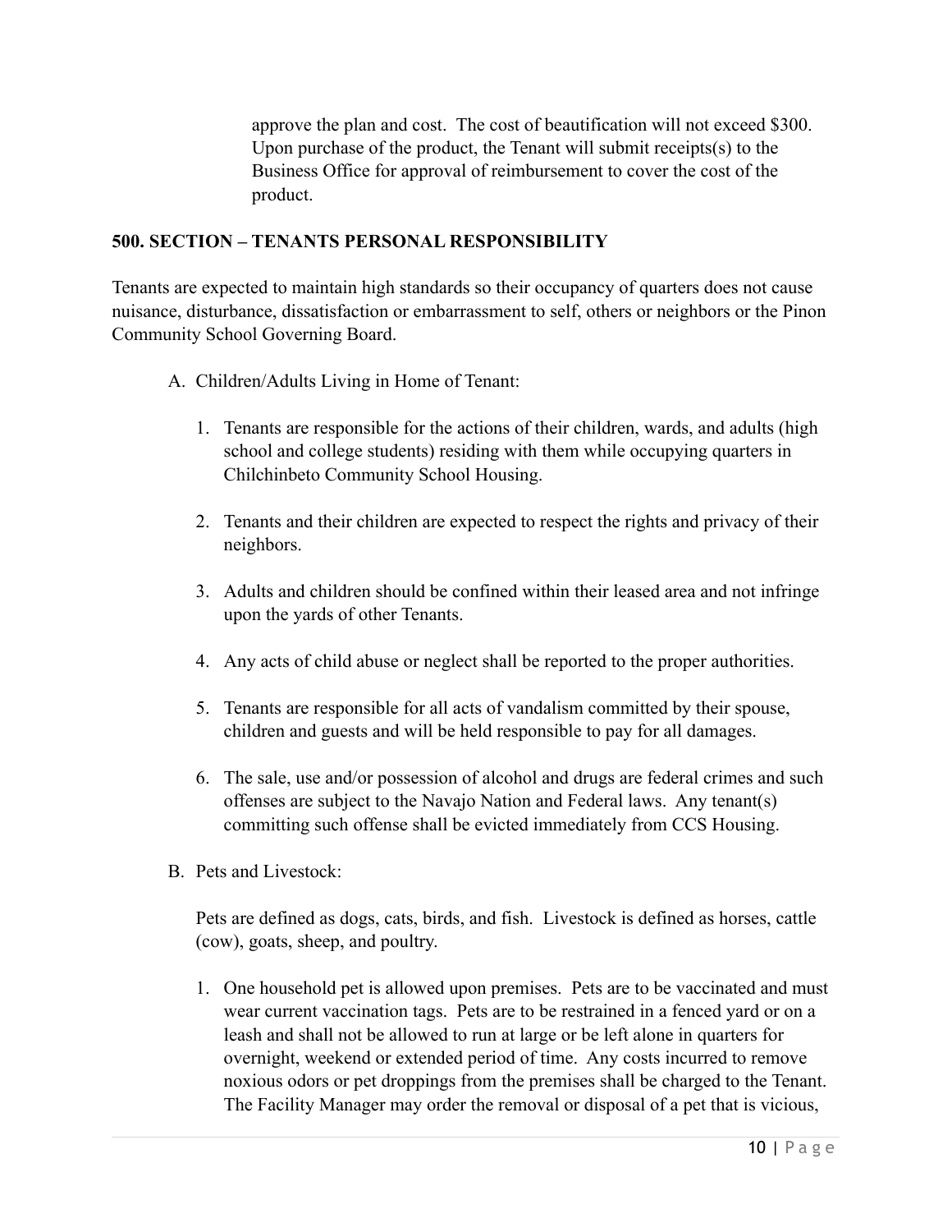approve the plan and cost. The cost of beautification will not exceed $300. Upon purchase of the product, the Tenant will submit receipts(s) to the Business Office for approval of reimbursement to cover the cost of the product.

**500. SECTION – TENANTS PERSONAL RESPONSIBILITY**

Tenants are expected to maintain high standards so their occupancy of quarters does not cause nuisance, disturbance, dissatisfaction or embarrassment to self, others or neighbors or the Pinon Community School Governing Board.

A. Children/Adults Living in Home of Tenant:

1. Tenants are responsible for the actions of their children, wards, and adults (high school and college students) residing with them while occupying quarters in Chilchinbeto Community School Housing.

2. Tenants and their children are expected to respect the rights and privacy of their neighbors.

3. Adults and children should be confined within their leased area and not infringe upon the yards of other Tenants.

4. Any acts of child abuse or neglect shall be reported to the proper authorities.

5. Tenants are responsible for all acts of vandalism committed by their spouse, children and guests and will be held responsible to pay for all damages.

6. The sale, use and/or possession of alcohol and drugs are federal crimes and such offenses are subject to the Navajo Nation and Federal laws. Any tenant(s) committing such offense shall be evicted immediately from CCS Housing.

B. Pets and Livestock:

Pets are defined as dogs, cats, birds, and fish. Livestock is defined as horses, cattle (cow), goats, sheep, and poultry.

1. One household pet is allowed upon premises. Pets are to be vaccinated and must wear current vaccination tags. Pets are to be restrained in a fenced yard or on a leash and shall not be allowed to run at large or be left alone in quarters for overnight, weekend or extended period of time. Any costs incurred to remove noxious odors or pet droppings from the premises shall be charged to the Tenant. The Facility Manager may order the removal or disposal of a pet that is vicious,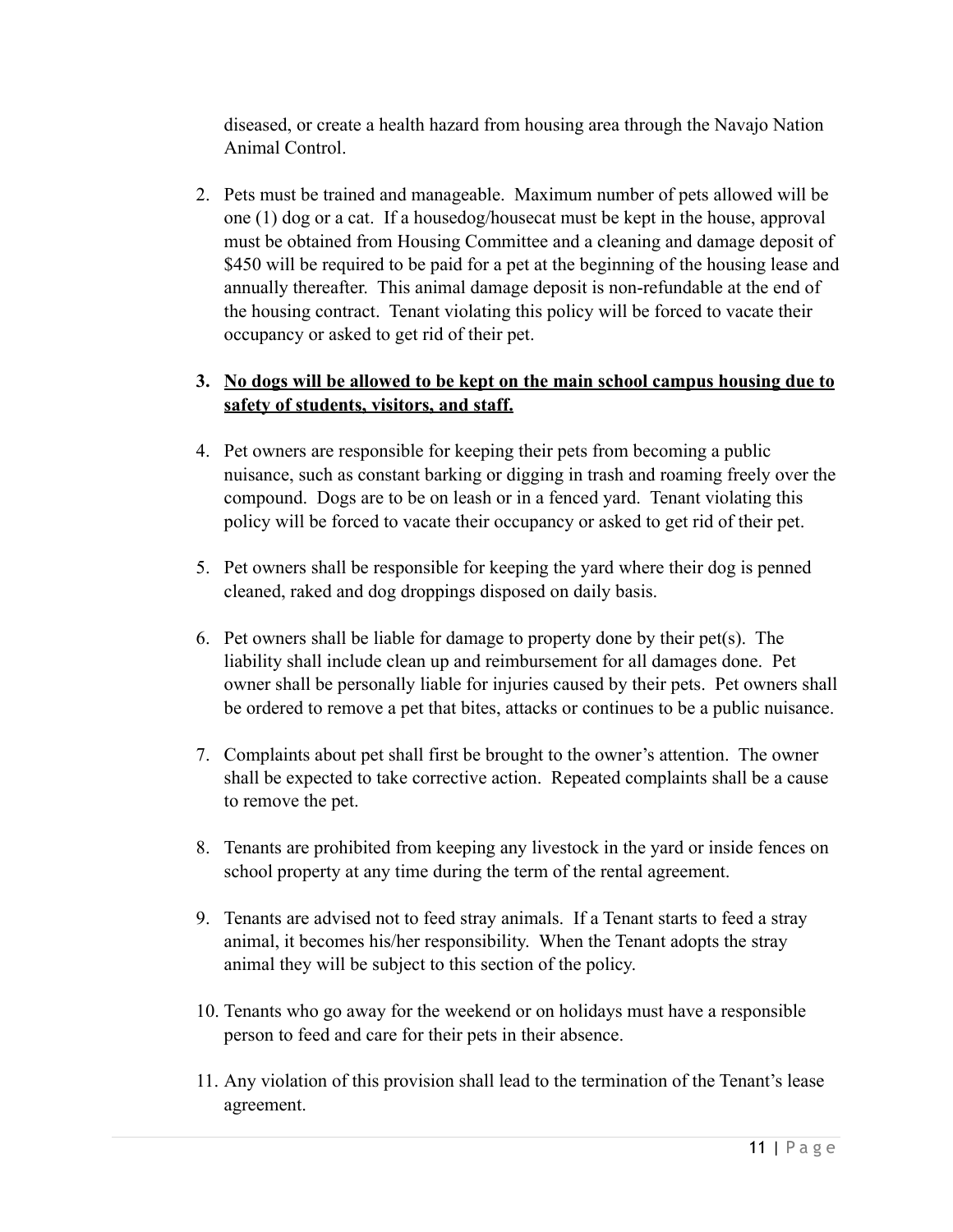diseased, or create a health hazard from housing area through the Navajo Nation Animal Control.

2. Pets must be trained and manageable. Maximum number of pets allowed will be one (1) dog or a cat. If a housedog/housecat must be kept in the house, approval must be obtained from Housing Committee and a cleaning and damage deposit of $450 will be required to be paid for a pet at the beginning of the housing lease and annually thereafter. This animal damage deposit is non-refundable at the end of the housing contract. Tenant violating this policy will be forced to vacate their occupancy or asked to get rid of their pet.

3. **<u>No dogs will be allowed to be kept on the main school campus housing due to safety of students, visitors, and staff.</u>**

4. Pet owners are responsible for keeping their pets from becoming a public nuisance, such as constant barking or digging in trash and roaming freely over the compound. Dogs are to be on leash or in a fenced yard. Tenant violating this policy will be forced to vacate their occupancy or asked to get rid of their pet.

5. Pet owners shall be responsible for keeping the yard where their dog is penned cleaned, raked and dog droppings disposed on daily basis.

6. Pet owners shall be liable for damage to property done by their pet(s). The liability shall include clean up and reimbursement for all damages done. Pet owner shall be personally liable for injuries caused by their pets. Pet owners shall be ordered to remove a pet that bites, attacks or continues to be a public nuisance.

7. Complaints about pet shall first be brought to the owner's attention. The owner shall be expected to take corrective action. Repeated complaints shall be a cause to remove the pet.

8. Tenants are prohibited from keeping any livestock in the yard or inside fences on school property at any time during the term of the rental agreement.

9. Tenants are advised not to feed stray animals. If a Tenant starts to feed a stray animal, it becomes his/her responsibility. When the Tenant adopts the stray animal they will be subject to this section of the policy.

10. Tenants who go away for the weekend or on holidays must have a responsible person to feed and care for their pets in their absence.

11. Any violation of this provision shall lead to the termination of the Tenant's lease agreement.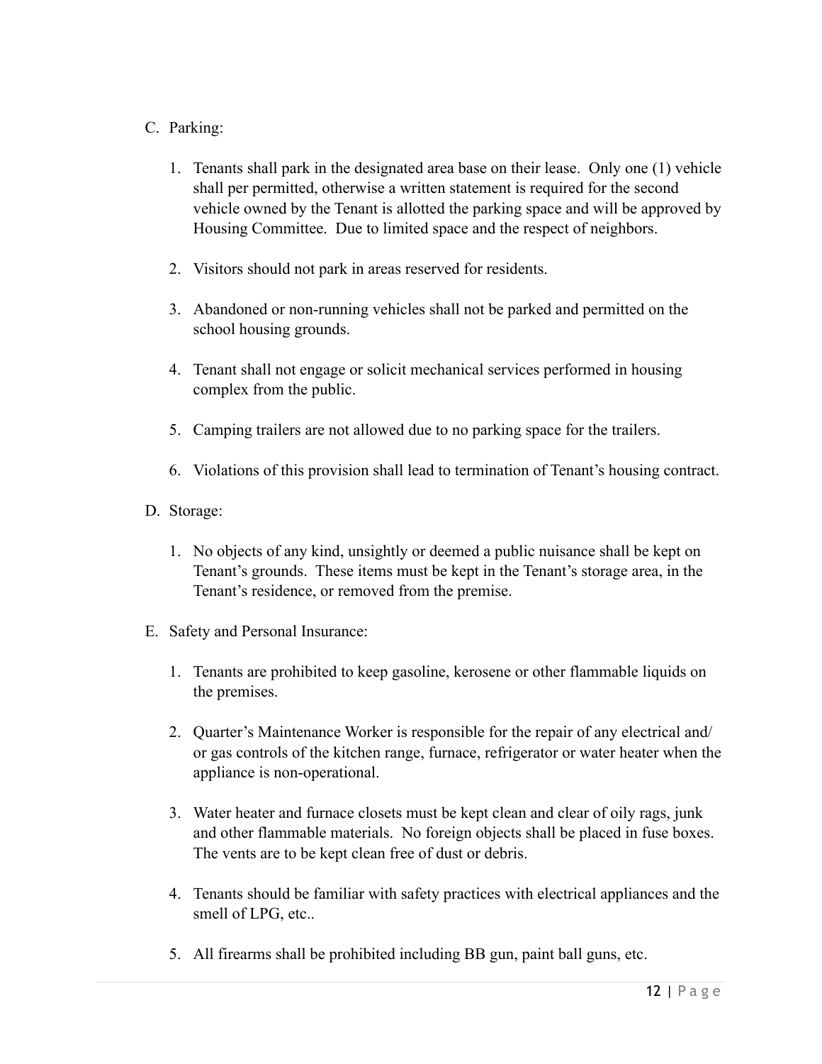C. Parking:

1. Tenants shall park in the designated area base on their lease. Only one (1) vehicle shall per permitted, otherwise a written statement is required for the second vehicle owned by the Tenant is allotted the parking space and will be approved by Housing Committee. Due to limited space and the respect of neighbors.

2. Visitors should not park in areas reserved for residents.

3. Abandoned or non-running vehicles shall not be parked and permitted on the school housing grounds.

4. Tenant shall not engage or solicit mechanical services performed in housing complex from the public.

5. Camping trailers are not allowed due to no parking space for the trailers.

6. Violations of this provision shall lead to termination of Tenant's housing contract.

D. Storage:

1. No objects of any kind, unsightly or deemed a public nuisance shall be kept on Tenant's grounds. These items must be kept in the Tenant's storage area, in the Tenant's residence, or removed from the premise.

E. Safety and Personal Insurance:

1. Tenants are prohibited to keep gasoline, kerosene or other flammable liquids on the premises.

2. Quarter's Maintenance Worker is responsible for the repair of any electrical and/or gas controls of the kitchen range, furnace, refrigerator or water heater when the appliance is non-operational.

3. Water heater and furnace closets must be kept clean and clear of oily rags, junk and other flammable materials. No foreign objects shall be placed in fuse boxes. The vents are to be kept clean free of dust or debris.

4. Tenants should be familiar with safety practices with electrical appliances and the smell of LPG, etc..

5. All firearms shall be prohibited including BB gun, paint ball guns, etc.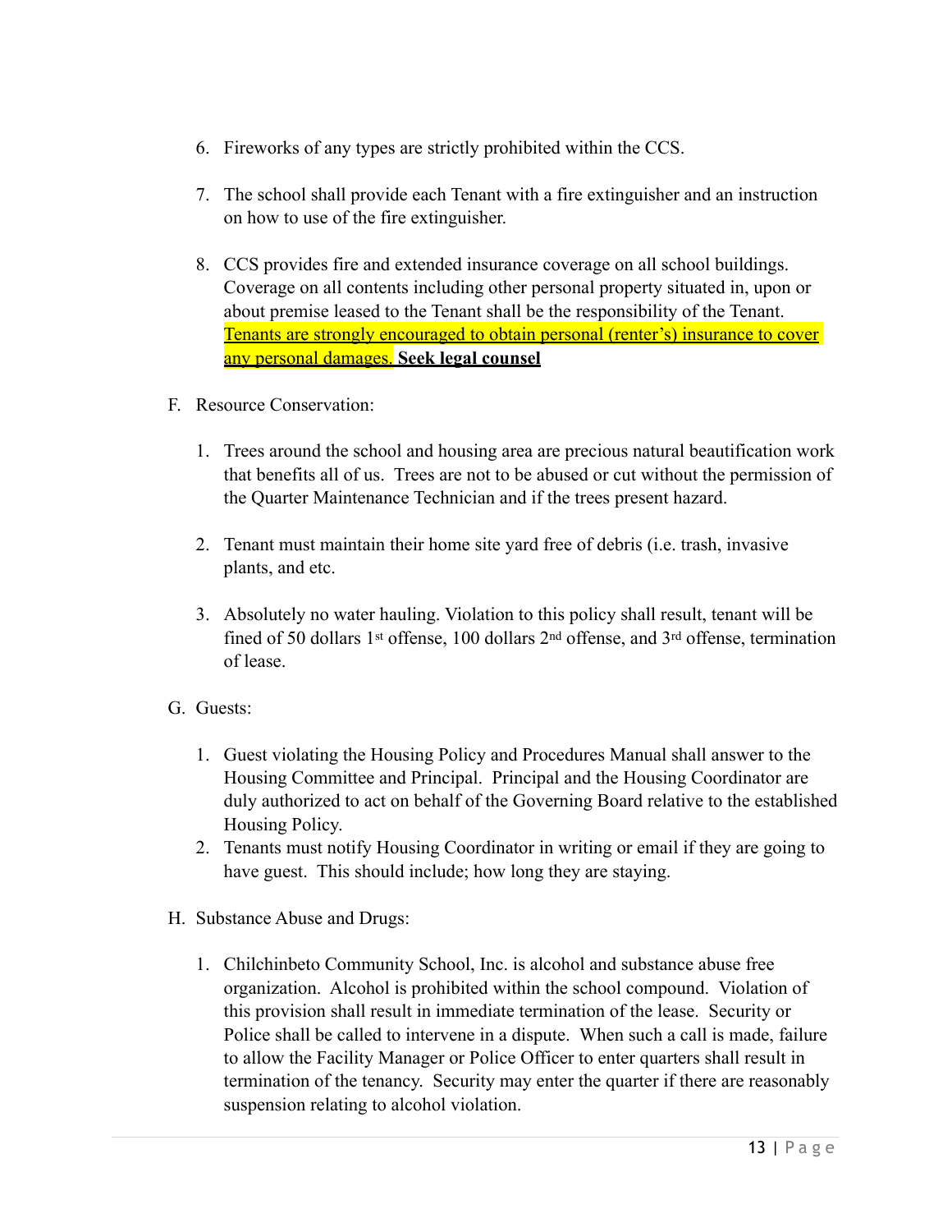6. Fireworks of any types are strictly prohibited within the CCS.

7. The school shall provide each Tenant with a fire extinguisher and an instruction on how to use of the fire extinguisher.

8. CCS provides fire and extended insurance coverage on all school buildings. Coverage on all contents including other personal property situated in, upon or about premise leased to the Tenant shall be the responsibility of the Tenant. Tenants are strongly encouraged to obtain personal (renter's) insurance to cover any personal damages. **Seek legal counsel**

F. Resource Conservation:

1. Trees around the school and housing area are precious natural beautification work that benefits all of us. Trees are not to be abused or cut without the permission of the Quarter Maintenance Technician and if the trees present hazard.

2. Tenant must maintain their home site yard free of debris (i.e. trash, invasive plants, and etc.

3. Absolutely no water hauling. Violation to this policy shall result, tenant will be fined of 50 dollars 1st offense, 100 dollars 2nd offense, and 3rd offense, termination of lease.

G. Guests:

1. Guest violating the Housing Policy and Procedures Manual shall answer to the Housing Committee and Principal. Principal and the Housing Coordinator are duly authorized to act on behalf of the Governing Board relative to the established Housing Policy.
2. Tenants must notify Housing Coordinator in writing or email if they are going to have guest. This should include; how long they are staying.

H. Substance Abuse and Drugs:

1. Chilchinbeto Community School, Inc. is alcohol and substance abuse free organization. Alcohol is prohibited within the school compound. Violation of this provision shall result in immediate termination of the lease. Security or Police shall be called to intervene in a dispute. When such a call is made, failure to allow the Facility Manager or Police Officer to enter quarters shall result in termination of the tenancy. Security may enter the quarter if there are reasonably suspension relating to alcohol violation.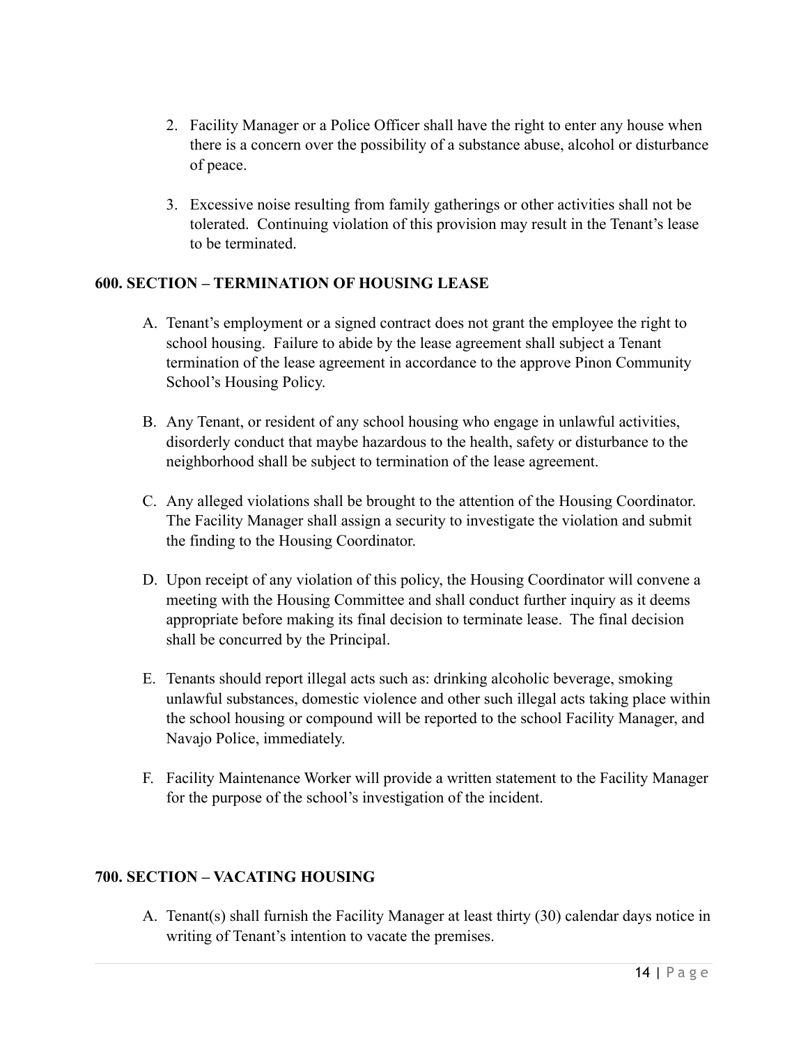2. Facility Manager or a Police Officer shall have the right to enter any house when there is a concern over the possibility of a substance abuse, alcohol or disturbance of peace.

3. Excessive noise resulting from family gatherings or other activities shall not be tolerated. Continuing violation of this provision may result in the Tenant's lease to be terminated.

**600. SECTION – TERMINATION OF HOUSING LEASE**

A. Tenant's employment or a signed contract does not grant the employee the right to school housing. Failure to abide by the lease agreement shall subject a Tenant termination of the lease agreement in accordance to the approve Pinon Community School's Housing Policy.

B. Any Tenant, or resident of any school housing who engage in unlawful activities, disorderly conduct that maybe hazardous to the health, safety or disturbance to the neighborhood shall be subject to termination of the lease agreement.

C. Any alleged violations shall be brought to the attention of the Housing Coordinator. The Facility Manager shall assign a security to investigate the violation and submit the finding to the Housing Coordinator.

D. Upon receipt of any violation of this policy, the Housing Coordinator will convene a meeting with the Housing Committee and shall conduct further inquiry as it deems appropriate before making its final decision to terminate lease. The final decision shall be concurred by the Principal.

E. Tenants should report illegal acts such as: drinking alcoholic beverage, smoking unlawful substances, domestic violence and other such illegal acts taking place within the school housing or compound will be reported to the school Facility Manager, and Navajo Police, immediately.

F. Facility Maintenance Worker will provide a written statement to the Facility Manager for the purpose of the school's investigation of the incident.

**700. SECTION – VACATING HOUSING**

A. Tenant(s) shall furnish the Facility Manager at least thirty (30) calendar days notice in writing of Tenant's intention to vacate the premises.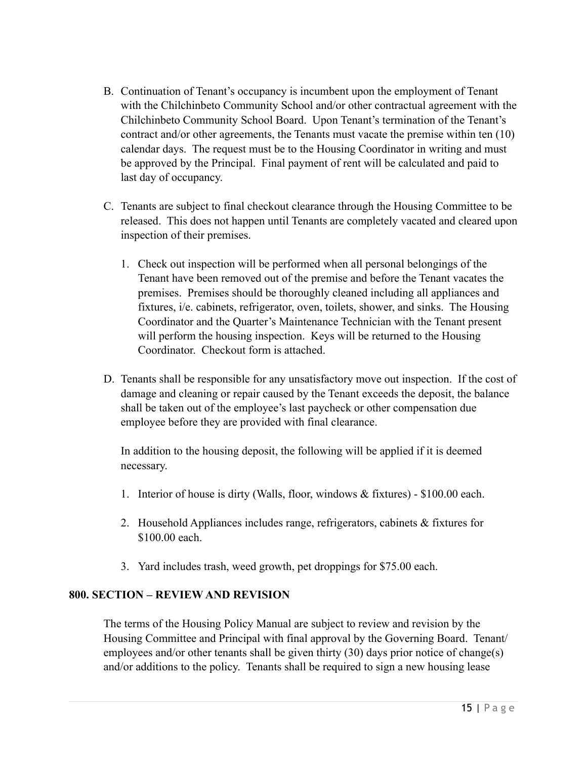B. Continuation of Tenant's occupancy is incumbent upon the employment of Tenant with the Chilchinbeto Community School and/or other contractual agreement with the Chilchinbeto Community School Board. Upon Tenant's termination of the Tenant's contract and/or other agreements, the Tenants must vacate the premise within ten (10) calendar days. The request must be to the Housing Coordinator in writing and must be approved by the Principal. Final payment of rent will be calculated and paid to last day of occupancy.

C. Tenants are subject to final checkout clearance through the Housing Committee to be released. This does not happen until Tenants are completely vacated and cleared upon inspection of their premises.

   1. Check out inspection will be performed when all personal belongings of the Tenant have been removed out of the premise and before the Tenant vacates the premises. Premises should be thoroughly cleaned including all appliances and fixtures, i/e. cabinets, refrigerator, oven, toilets, shower, and sinks. The Housing Coordinator and the Quarter's Maintenance Technician with the Tenant present will perform the housing inspection. Keys will be returned to the Housing Coordinator. Checkout form is attached.

D. Tenants shall be responsible for any unsatisfactory move out inspection. If the cost of damage and cleaning or repair caused by the Tenant exceeds the deposit, the balance shall be taken out of the employee's last paycheck or other compensation due employee before they are provided with final clearance.

   In addition to the housing deposit, the following will be applied if it is deemed necessary.

   1. Interior of house is dirty (Walls, floor, windows & fixtures) - $100.00 each.

   2. Household Appliances includes range, refrigerators, cabinets & fixtures for $100.00 each.

   3. Yard includes trash, weed growth, pet droppings for $75.00 each.

**800. SECTION – REVIEW AND REVISION**

The terms of the Housing Policy Manual are subject to review and revision by the Housing Committee and Principal with final approval by the Governing Board. Tenant/ employees and/or other tenants shall be given thirty (30) days prior notice of change(s) and/or additions to the policy. Tenants shall be required to sign a new housing lease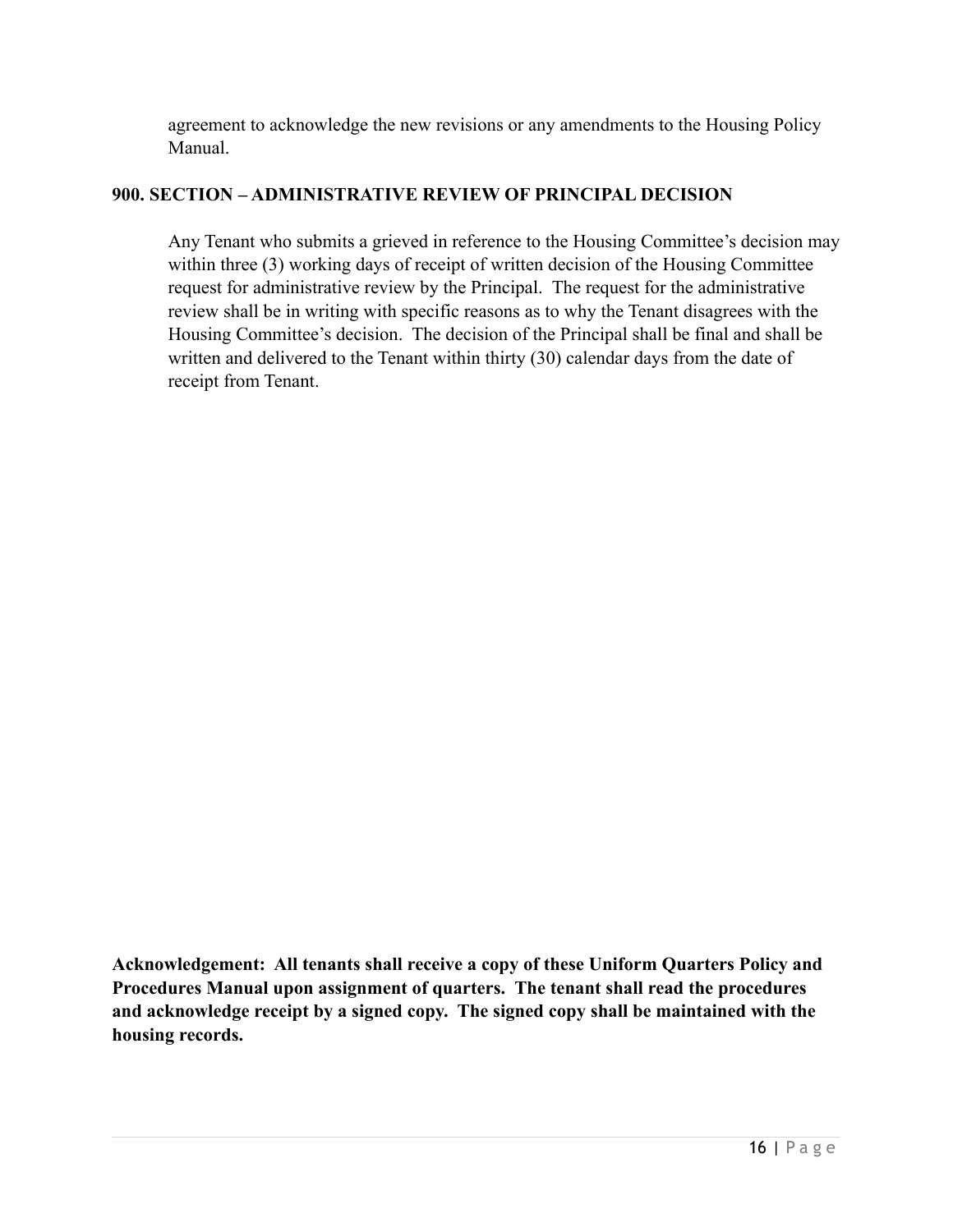agreement to acknowledge the new revisions or any amendments to the Housing Policy Manual.

## 900. SECTION – ADMINISTRATIVE REVIEW OF PRINCIPAL DECISION

Any Tenant who submits a grieved in reference to the Housing Committee's decision may within three (3) working days of receipt of written decision of the Housing Committee request for administrative review by the Principal. The request for the administrative review shall be in writing with specific reasons as to why the Tenant disagrees with the Housing Committee's decision. The decision of the Principal shall be final and shall be written and delivered to the Tenant within thirty (30) calendar days from the date of receipt from Tenant.

**Acknowledgement: All tenants shall receive a copy of these Uniform Quarters Policy and Procedures Manual upon assignment of quarters. The tenant shall read the procedures and acknowledge receipt by a signed copy. The signed copy shall be maintained with the housing records.**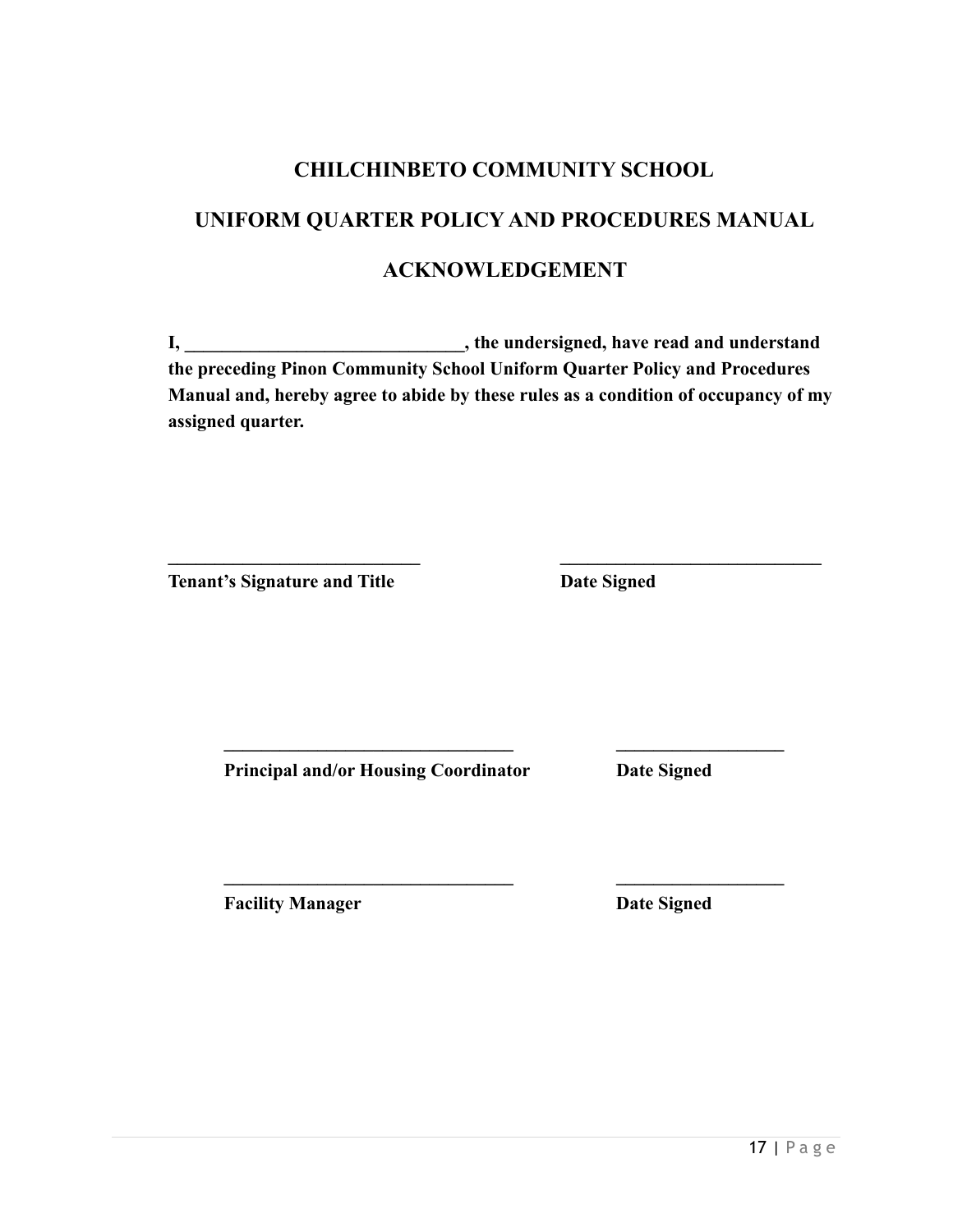# CHILCHINBETO COMMUNITY SCHOOL

# UNIFORM QUARTER POLICY AND PROCEDURES MANUAL

# ACKNOWLEDGEMENT

**I, _______________________________, the undersigned, have read and understand the preceding Pinon Community School Uniform Quarter Policy and Procedures Manual and, hereby agree to abide by these rules as a condition of occupancy of my assigned quarter.**

| | |
|---|---|
| ____________________________ | ______________________________ |
| **Tenant's Signature and Title** | **Date Signed** |

| | |
|---|---|
| ________________________________ | __________________ |
| **Principal and/or Housing Coordinator** | **Date Signed** |

| | |
|---|---|
| ________________________________ | __________________ |
| **Facility Manager** | **Date Signed** |